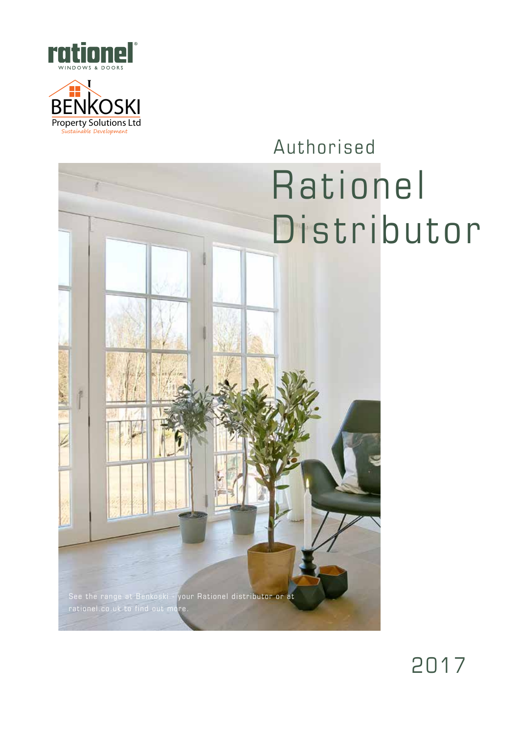rationel®
WINDOWS & DOORS

BENKOSKI
Property Solutions Ltd
Sustainable Development

# Authorised Rationel Distributor

See the range at Benkoski - your Rationel distributor or at rationel.co.uk to find out more.

2017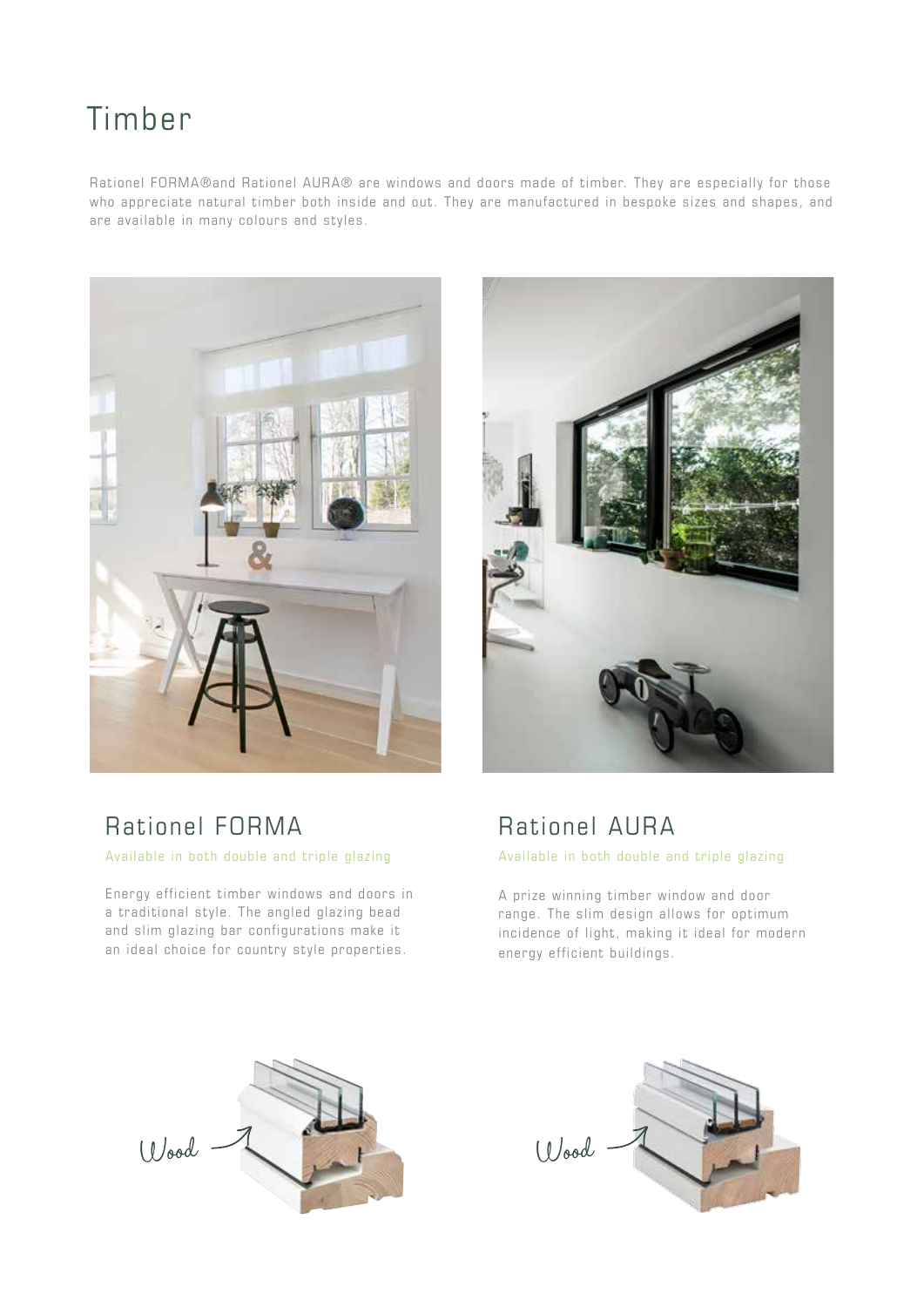# Timber

Rationel FORMA®and Rationel AURA® are windows and doors made of timber. They are especially for those who appreciate natural timber both inside and out. They are manufactured in bespoke sizes and shapes, and are available in many colours and styles.

## Rationel FORMA

Available in both double and triple glazing

Energy efficient timber windows and doors in a traditional style. The angled glazing bead and slim glazing bar configurations make it an ideal choice for country style properties.

## Rationel AURA

Available in both double and triple glazing

A prize winning timber window and door range. The slim design allows for optimum incidence of light, making it ideal for modern energy efficient buildings.

Wood

Wood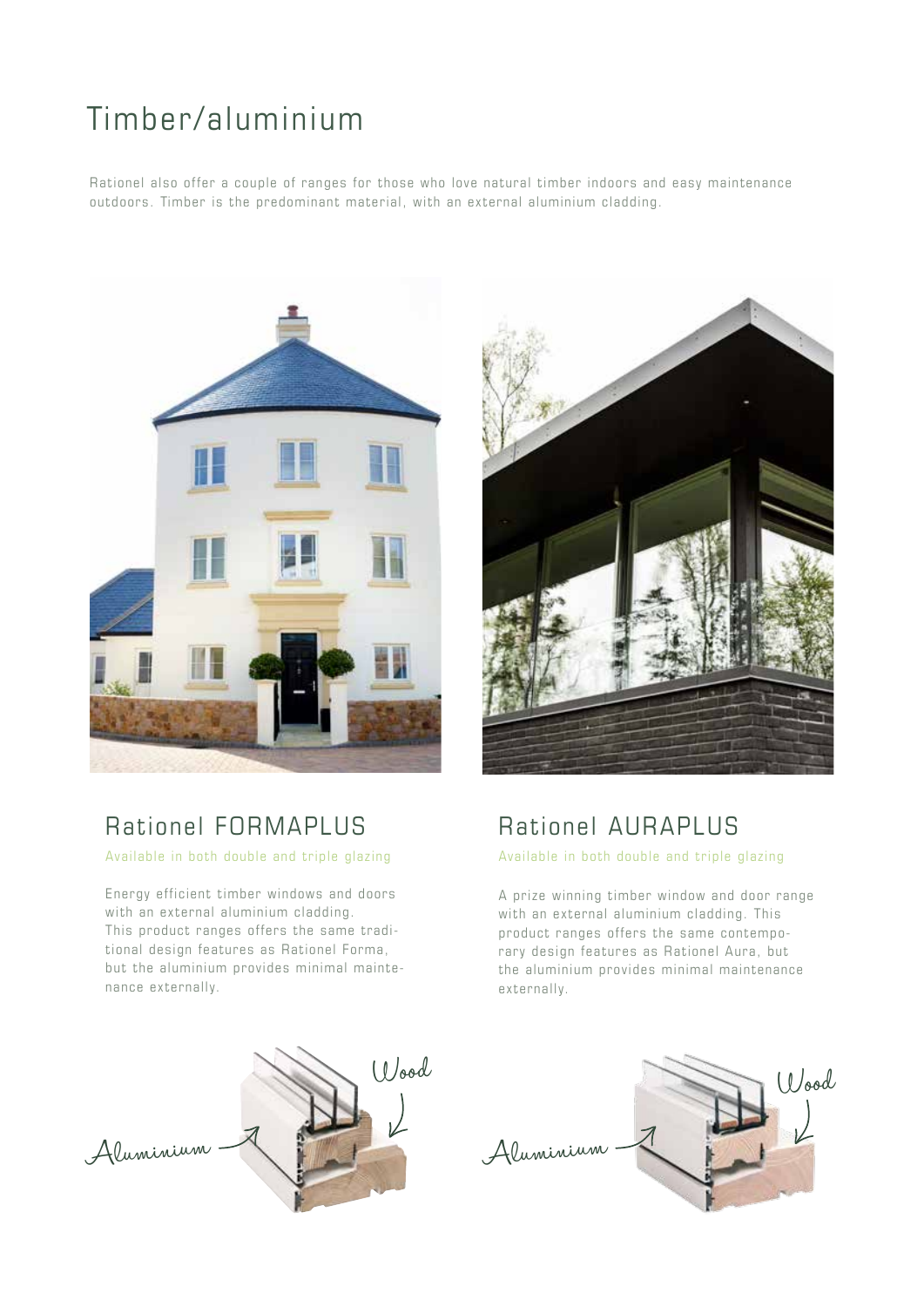# Timber/aluminium

Rationel also offer a couple of ranges for those who love natural timber indoors and easy maintenance outdoors. Timber is the predominant material, with an external aluminium cladding.

## Rationel FORMAPLUS

Available in both double and triple glazing

Energy efficient timber windows and doors with an external aluminium cladding. This product ranges offers the same traditional design features as Rationel Forma, but the aluminium provides minimal maintenance externally.

Aluminium

Wood

## Rationel AURAPLUS

Available in both double and triple glazing

A prize winning timber window and door range with an external aluminium cladding. This product ranges offers the same contemporary design features as Rationel Aura, but the aluminium provides minimal maintenance externally.

Aluminium

Wood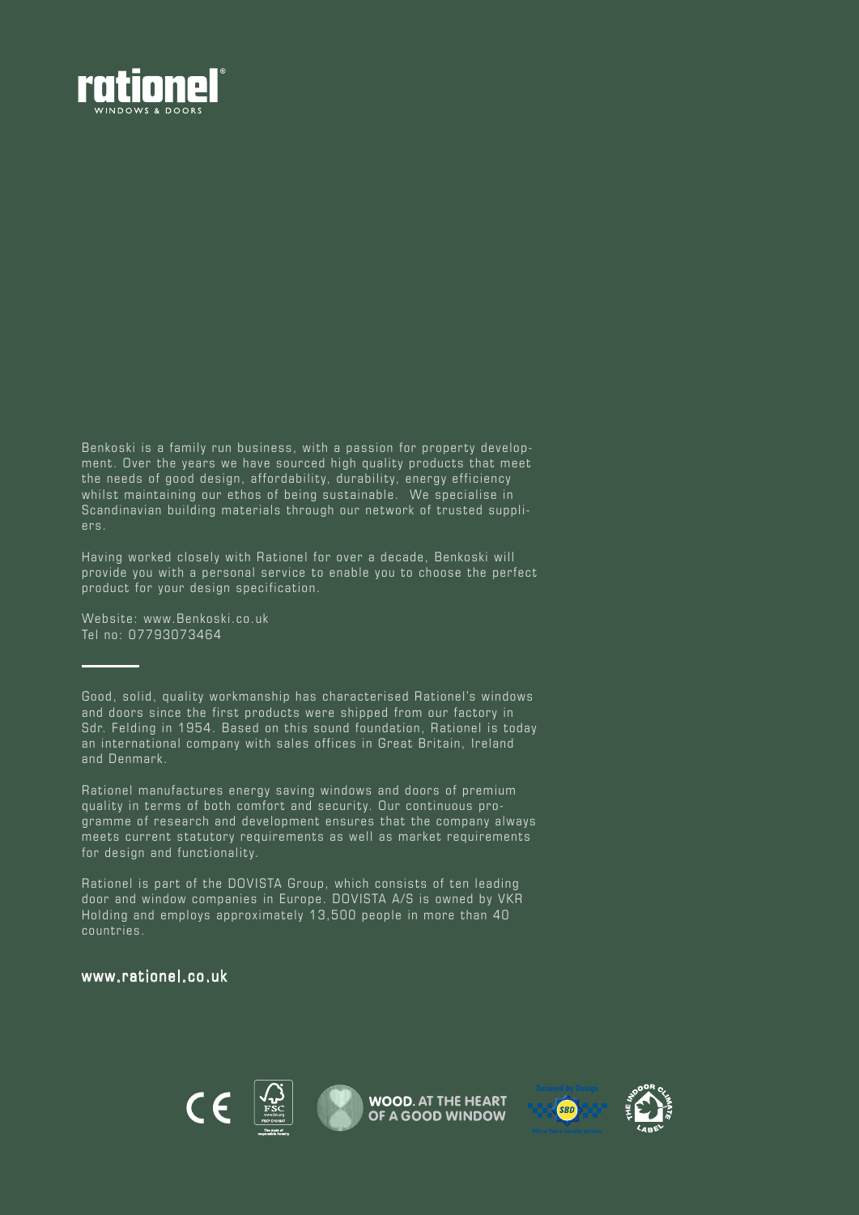rationel®
WINDOWS & DOORS

Benkoski is a family run business, with a passion for property development. Over the years we have sourced high quality products that meet the needs of good design, affordability, durability, energy efficiency whilst maintaining our ethos of being sustainable. We specialise in Scandinavian building materials through our network of trusted suppliers.

Having worked closely with Rationel for over a decade, Benkoski will provide you with a personal service to enable you to choose the perfect product for your design specification.

Website: www.Benkoski.co.uk
Tel no: 07793073464

---

Good, solid, quality workmanship has characterised Rationel's windows and doors since the first products were shipped from our factory in Sdr. Felding in 1954. Based on this sound foundation, Rationel is today an international company with sales offices in Great Britain, Ireland and Denmark.

Rationel manufactures energy saving windows and doors of premium quality in terms of both comfort and security. Our continuous programme of research and development ensures that the company always meets current statutory requirements as well as market requirements for design and functionality.

Rationel is part of the DOVISTA Group, which consists of ten leading door and window companies in Europe. DOVISTA A/S is owned by VKR Holding and employs approximately 13,500 people in more than 40 countries.

www.rationel.co.uk

CE FSC WOOD. AT THE HEART OF A GOOD WINDOW Secured by Design SBD THE INDOOR CLIMATE LABEL